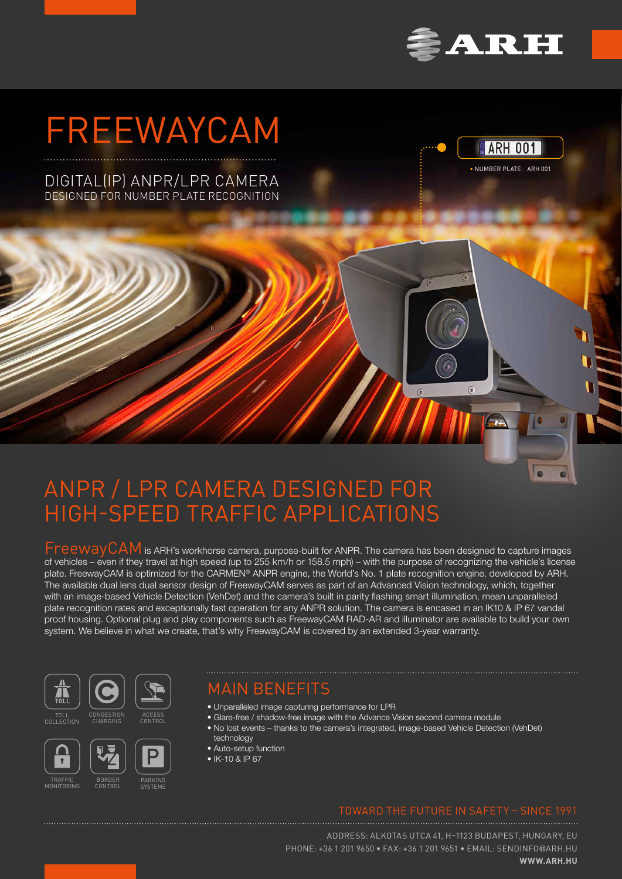ARH

# FREEWAYCAM

DIGITAL(IP) ANPR/LPR CAMERA
DESIGNED FOR NUMBER PLATE RECOGNITION

ARH 001

• NUMBER PLATE: ARH 001

## ANPR / LPR CAMERA DESIGNED FOR HIGH-SPEED TRAFFIC APPLICATIONS

FreewayCAM is ARH's workhorse camera, purpose-built for ANPR. The camera has been designed to capture images of vehicles – even if they travel at high speed (up to 255 km/h or 158.5 mph) – with the purpose of recognizing the vehicle's license plate. FreewayCAM is optimized for the CARMEN® ANPR engine, the World's No. 1 plate recognition engine, developed by ARH. The available dual lens dual sensor design of FreewayCAM serves as part of an Advanced Vision technology, which, together with an image-based Vehicle Detection (VehDet) and the camera's built in parity flashing smart illumination, mean unparalleled plate recognition rates and exceptionally fast operation for any ANPR solution. The camera is encased in an IK10 & IP 67 vandal proof housing. Optional plug and play components such as FreewayCAM RAD-AR and illuminator are available to build your own system. We believe in what we create, that's why FreewayCAM is covered by an extended 3-year warranty.

TOLL COLLECTION
CONGESTION CHARGING
ACCESS CONTROL
TRAFFIC MONITORING
BORDER CONTROL
PARKING SYSTEMS

## MAIN BENEFITS

- Unparalleled image capturing performance for LPR
- Glare-free / shadow-free image with the Advance Vision second camera module
- No lost events – thanks to the camera's integrated, image-based Vehicle Detection (VehDet) technology
- Auto-setup function
- IK-10 & IP 67

TOWARD THE FUTURE IN SAFETY – SINCE 1991

ADDRESS: ALKOTAS UTCA 41, H–1123 BUDAPEST, HUNGARY, EU
PHONE: +36 1 201 9650 • FAX: +36 1 201 9651 • EMAIL: SENDINFO@ARH.HU
**WWW.ARH.HU**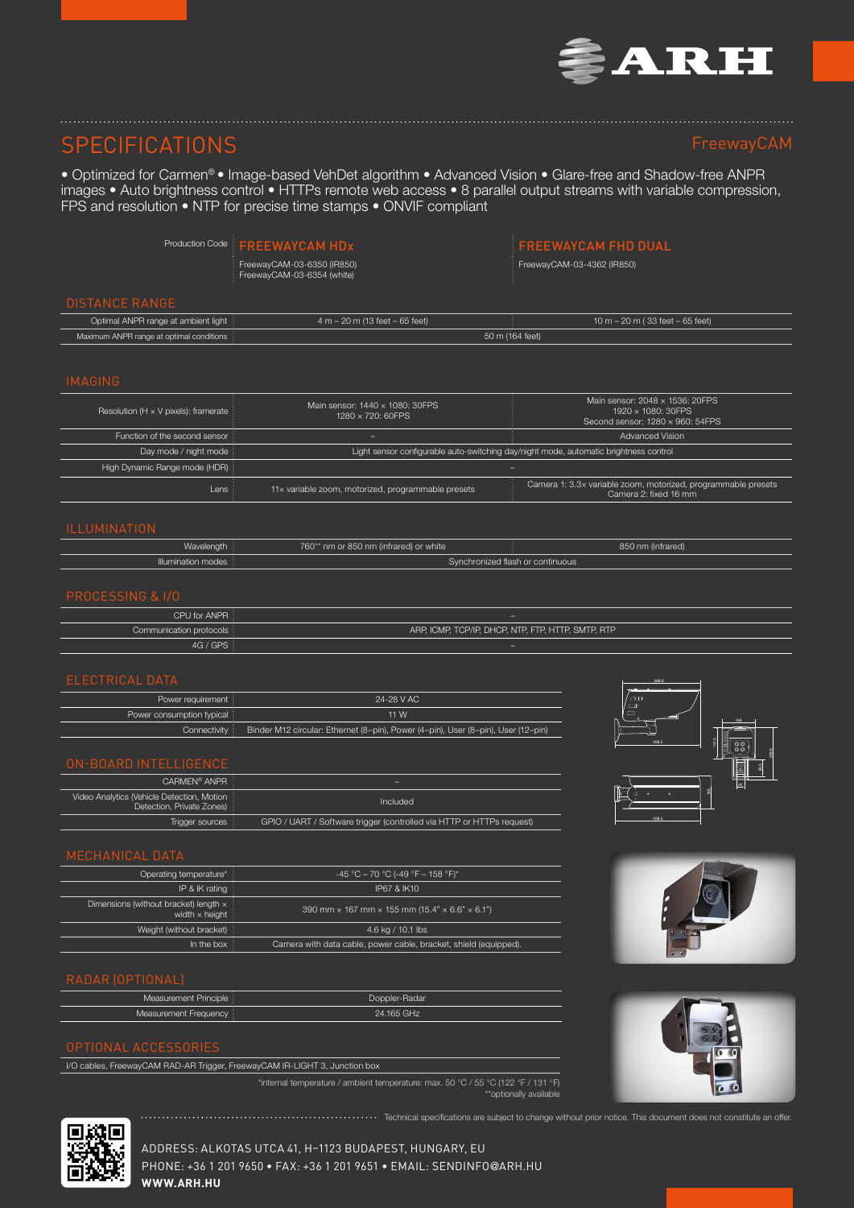# SPECIFICATIONS

## FreewayCAM

• Optimized for Carmen® • Image-based VehDet algorithm • Advanced Vision • Glare-free and Shadow-free ANPR images • Auto brightness control • HTTPs remote web access • 8 parallel output streams with variable compression, FPS and resolution • NTP for precise time stamps • ONVIF compliant

| Production Code | FREEWAYCAM HDx | FREEWAYCAM FHD DUAL |
|---|---|---|
| | FreewayCAM-03-6350 (IR850)<br>FreewayCAM-03-6354 (white) | FreewayCAM-03-4362 (IR850) |

### DISTANCE RANGE

| | | |
|---|---|---|
| Optimal ANPR range at ambient light | 4 m – 20 m (13 feet – 65 feet) | 10 m – 20 m ( 33 feet – 65 feet) |
| Maximum ANPR range at optimal conditions | 50 m (164 feet) | |

### IMAGING

| | | |
|---|---|---|
| Resolution (H × V pixels): framerate | Main sensor: 1440 × 1080: 30FPS<br>1280 × 720: 60FPS | Main sensor: 2048 × 1536: 20FPS<br>1920 × 1080: 30FPS<br>Second sensor: 1280 × 960: 54FPS |
| Function of the second sensor | – | Advanced Vision |
| Day mode / night mode | Light sensor configurable auto-switching day/night mode, automatic brightness control | |
| High Dynamic Range mode (HDR) | – | |
| Lens | 11× variable zoom, motorized, programmable presets | Camera 1: 3.3× variable zoom, motorized, programmable presets<br>Camera 2: fixed 16 mm |

### ILLUMINATION

| | | |
|---|---|---|
| Wavelength | 760** nm or 850 nm (infrared) or white | 850 nm (infrared) |
| Illumination modes | Synchronized flash or continuous | |

### PROCESSING & I/O

| | |
|---|---|
| CPU for ANPR | – |
| Communication protocols | ARP, ICMP, TCP/IP, DHCP, NTP, FTP, HTTP, SMTP, RTP |
| 4G / GPS | – |

### ELECTRICAL DATA

| | |
|---|---|
| Power requirement | 24-28 V AC |
| Power consumption typical | 11 W |
| Connectivity | Binder M12 circular: Ethernet (8–pin), Power (4–pin), User (8–pin), User (12–pin) |

### ON-BOARD INTELLIGENCE

| | |
|---|---|
| CARMEN® ANPR | – |
| Video Analytics (Vehicle Detection, Motion Detection, Private Zones) | Included |
| Trigger sources | GPIO / UART / Software trigger (controlled via HTTP or HTTPs request) |

### MECHANICAL DATA

| | |
|---|---|
| Operating temperature* | -45 °C – 70 °C (-49 °F – 158 °F)* |
| IP & IK rating | IP67 & IK10 |
| Dimensions (without bracket) length × width × height | 390 mm × 167 mm × 155 mm (15.4" × 6.6" × 6.1") |
| Weight (without bracket) | 4.6 kg / 10.1 lbs |
| In the box | Camera with data cable, power cable, bracket, shield (equipped). |

### RADAR (OPTIONAL)

| | |
|---|---|
| Measurement Principle | Doppler-Radar |
| Measurement Frequency | 24.165 GHz |

### OPTIONAL ACCESSORIES

I/O cables, FreewayCAM RAD-AR Trigger, FreewayCAM IR-LIGHT 3, Junction box

*internal temperature / ambient temperature: max. 50 °C / 55 °C (122 °F / 131 °F)
**optionally available

Technical specifications are subject to change without prior notice. This document does not constitute an offer.

ADDRESS: ALKOTAS UTCA 41, H-1123 BUDAPEST, HUNGARY, EU
PHONE: +36 1 201 9650 • FAX: +36 1 201 9651 • EMAIL: SENDINFO@ARH.HU
**WWW.ARH.HU**